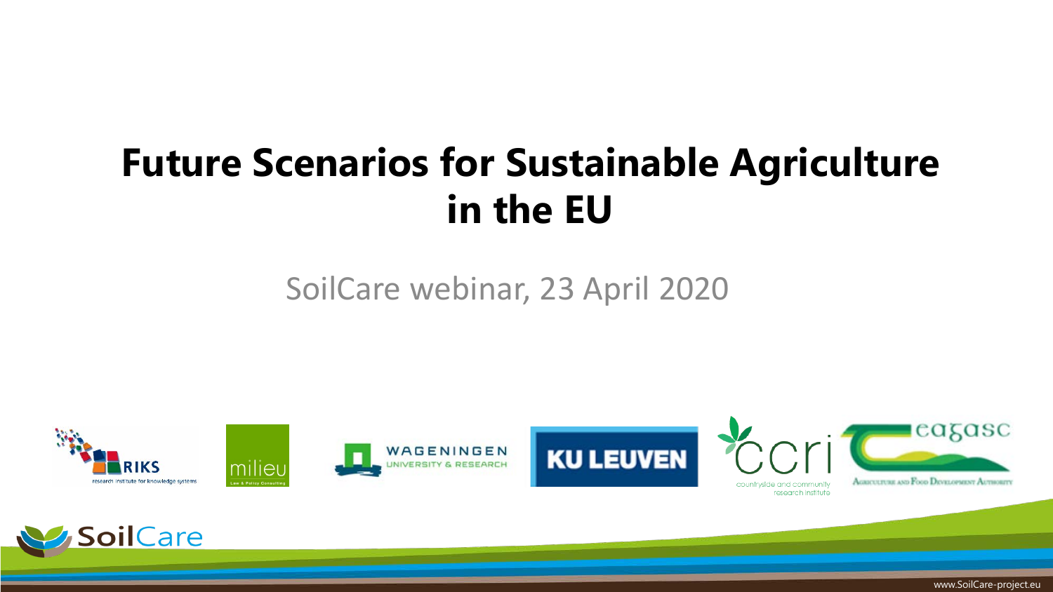# Future Scenarios for Sustainable Agriculture in the EU

SoilCare webinar, 23 April 2020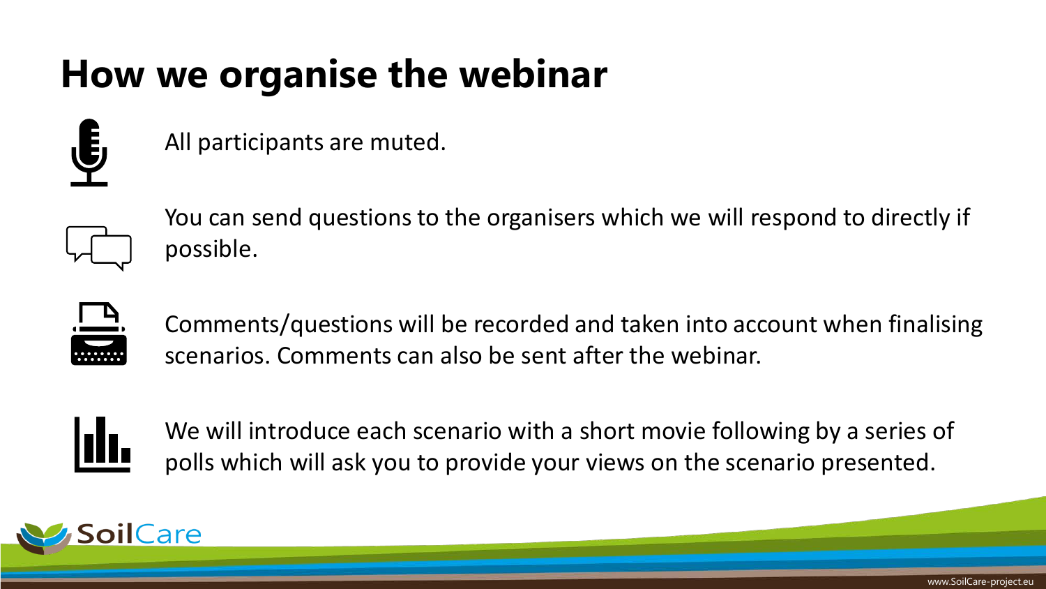# How we organise the webinar

- All participants are muted.
- You can send questions to the organisers which we will respond to directly if possible.
- Comments/questions will be recorded and taken into account when finalising scenarios. Comments can also be sent after the webinar.
- We will introduce each scenario with a short movie following by a series of polls which will ask you to provide your views on the scenario presented.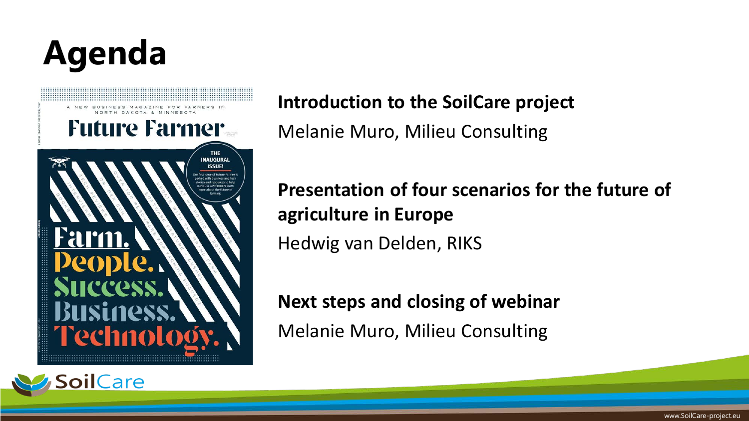# Agenda

**Introduction to the SoilCare project**

Melanie Muro, Milieu Consulting

**Presentation of four scenarios for the future of agriculture in Europe**

Hedwig van Delden, RIKS

**Next steps and closing of webinar**

Melanie Muro, Milieu Consulting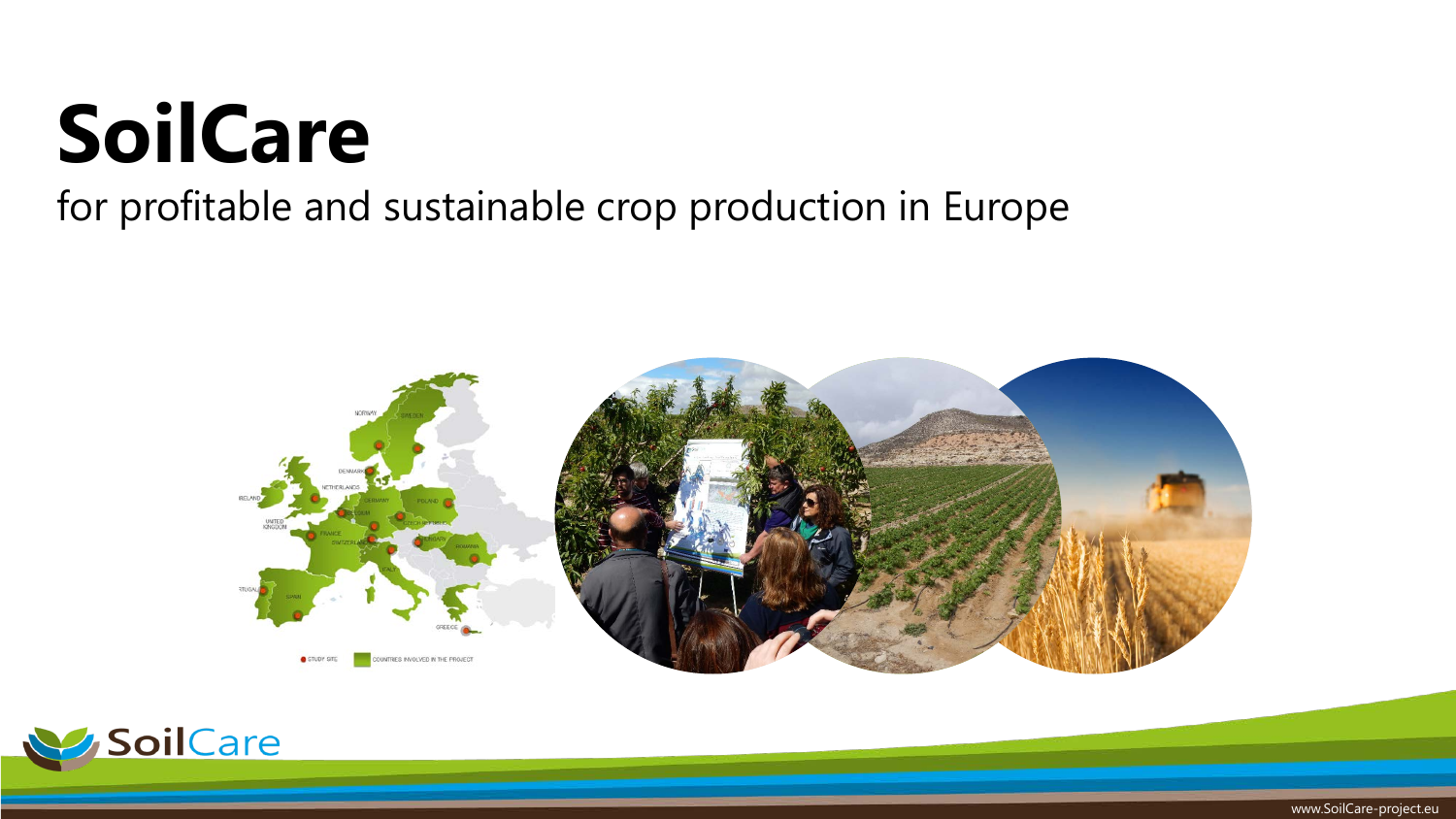# SoilCare

for profitable and sustainable crop production in Europe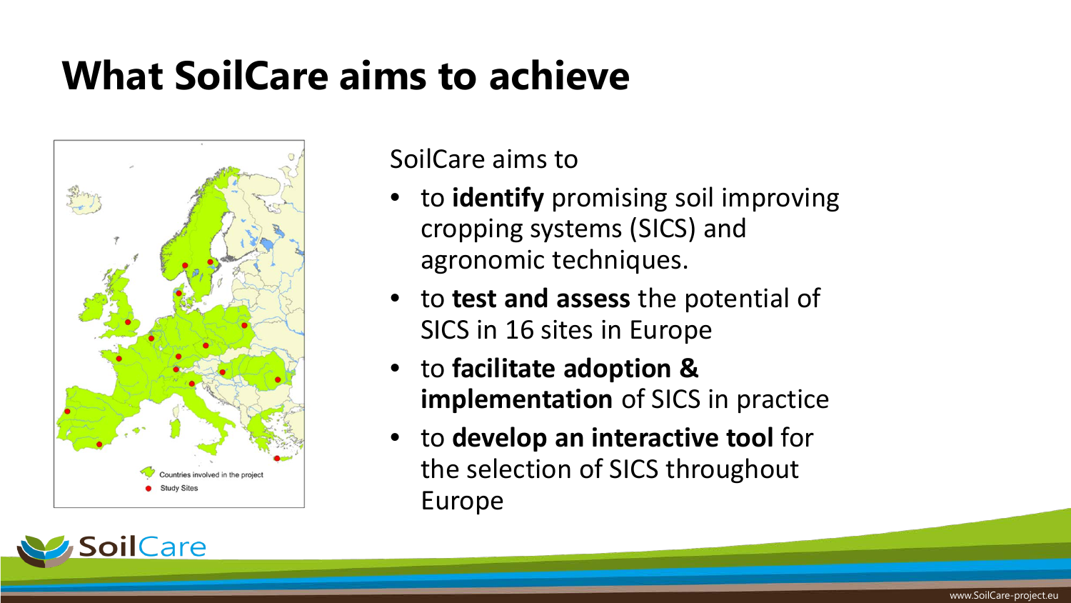# What SoilCare aims to achieve

Countries involved in the project

Study Sites

SoilCare aims to

- to **identify** promising soil improving cropping systems (SICS) and agronomic techniques.
- to **test and assess** the potential of SICS in 16 sites in Europe
- to **facilitate adoption & implementation** of SICS in practice
- to **develop an interactive tool** for the selection of SICS throughout Europe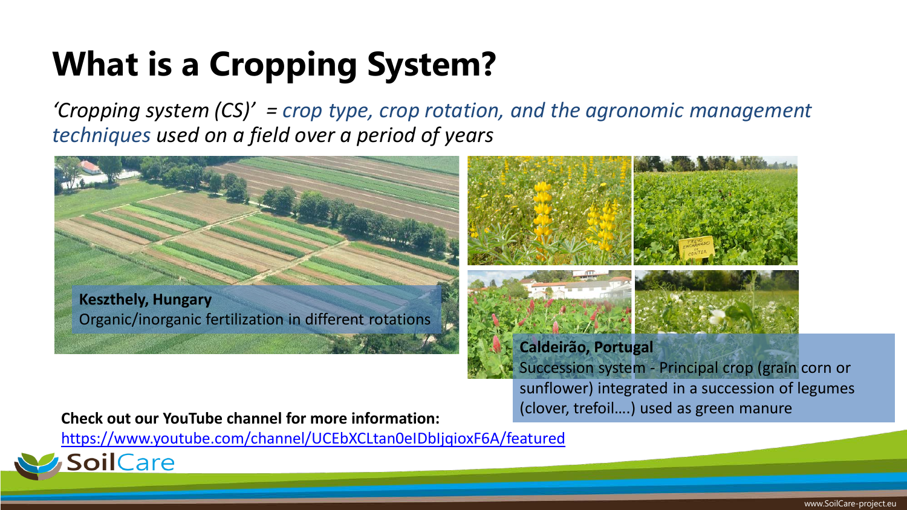# What is a Cropping System?

*'Cropping system (CS)' = crop type, crop rotation, and the agronomic management techniques used on a field over a period of years*

**Keszthely, Hungary**
Organic/inorganic fertilization in different rotations

**Caldeirão, Portugal**
Succession system - Principal crop (grain corn or sunflower) integrated in a succession of legumes (clover, trefoil….) used as green manure

**Check out our YouTube channel for more information:**
https://www.youtube.com/channel/UCEbXCLtan0eIDbIjqioxF6A/featured

SoilCare

www.SoilCare-project.eu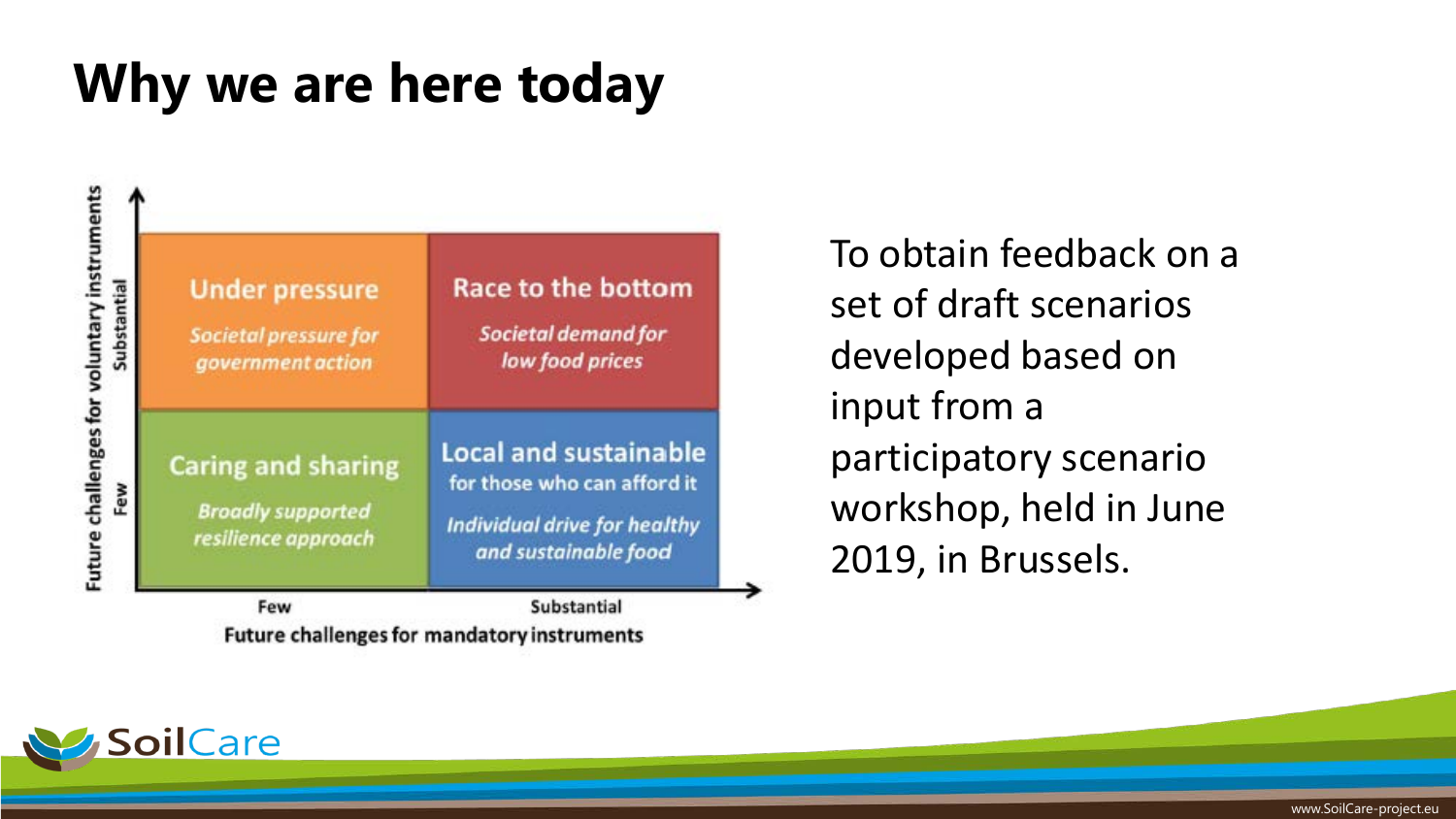# Why we are here today

| Future challenges for voluntary instruments | Few (Future challenges for mandatory instruments) | Substantial (Future challenges for mandatory instruments) |
|---|---|---|
| Substantial | **Under pressure** *Societal pressure for government action* | **Race to the bottom** *Societal demand for low food prices* |
| Few | **Caring and sharing** *Broadly supported resilience approach* | **Local and sustainable** for those who can afford it *Individual drive for healthy and sustainable food* |

To obtain feedback on a set of draft scenarios developed based on input from a participatory scenario workshop, held in June 2019, in Brussels.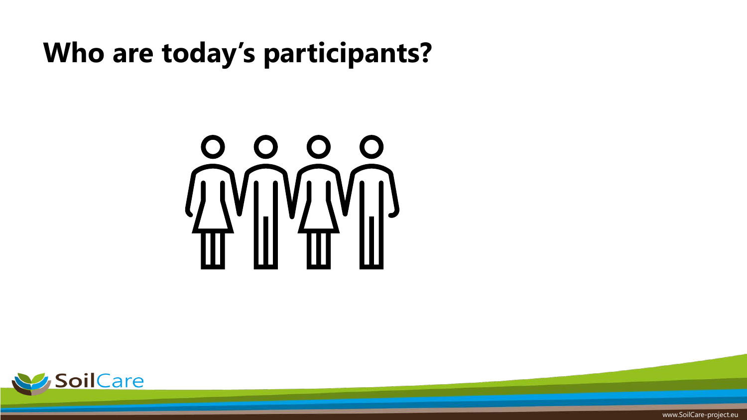# Who are today's participants?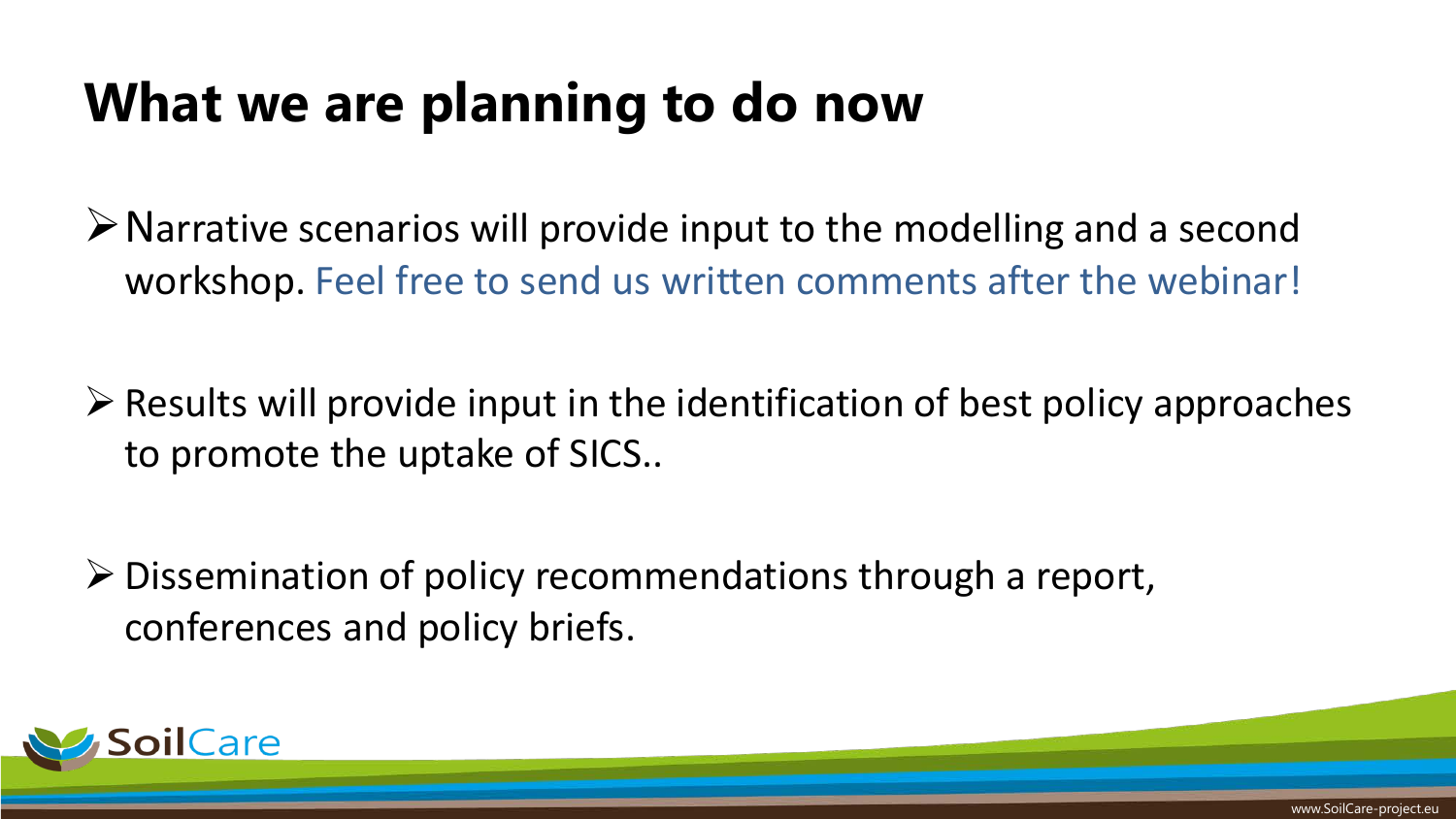# What we are planning to do now

- Narrative scenarios will provide input to the modelling and a second workshop. Feel free to send us written comments after the webinar!

- Results will provide input in the identification of best policy approaches to promote the uptake of SICS..

- Dissemination of policy recommendations through a report, conferences and policy briefs.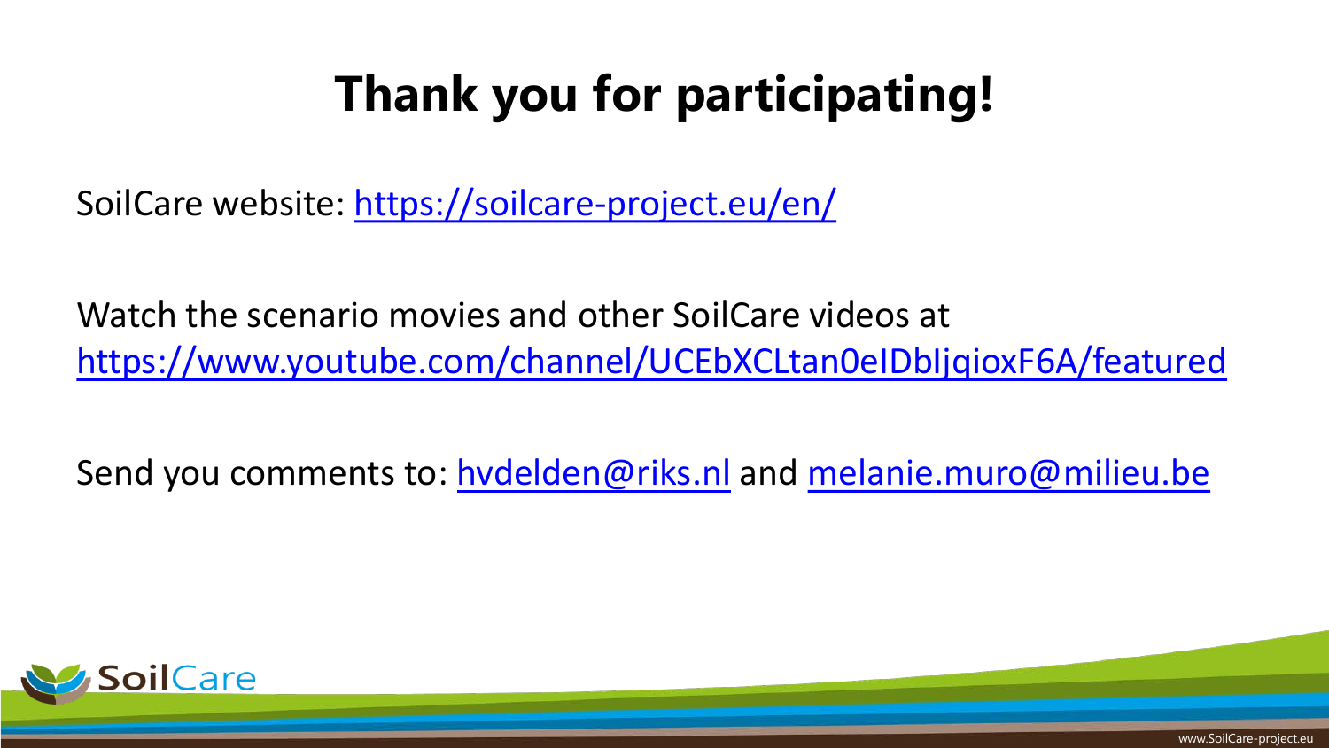# Thank you for participating!

SoilCare website: https://soilcare-project.eu/en/

Watch the scenario movies and other SoilCare videos at https://www.youtube.com/channel/UCEbXCLtan0eIDbIjqioxF6A/featured

Send you comments to: hvdelden@riks.nl and melanie.muro@milieu.be